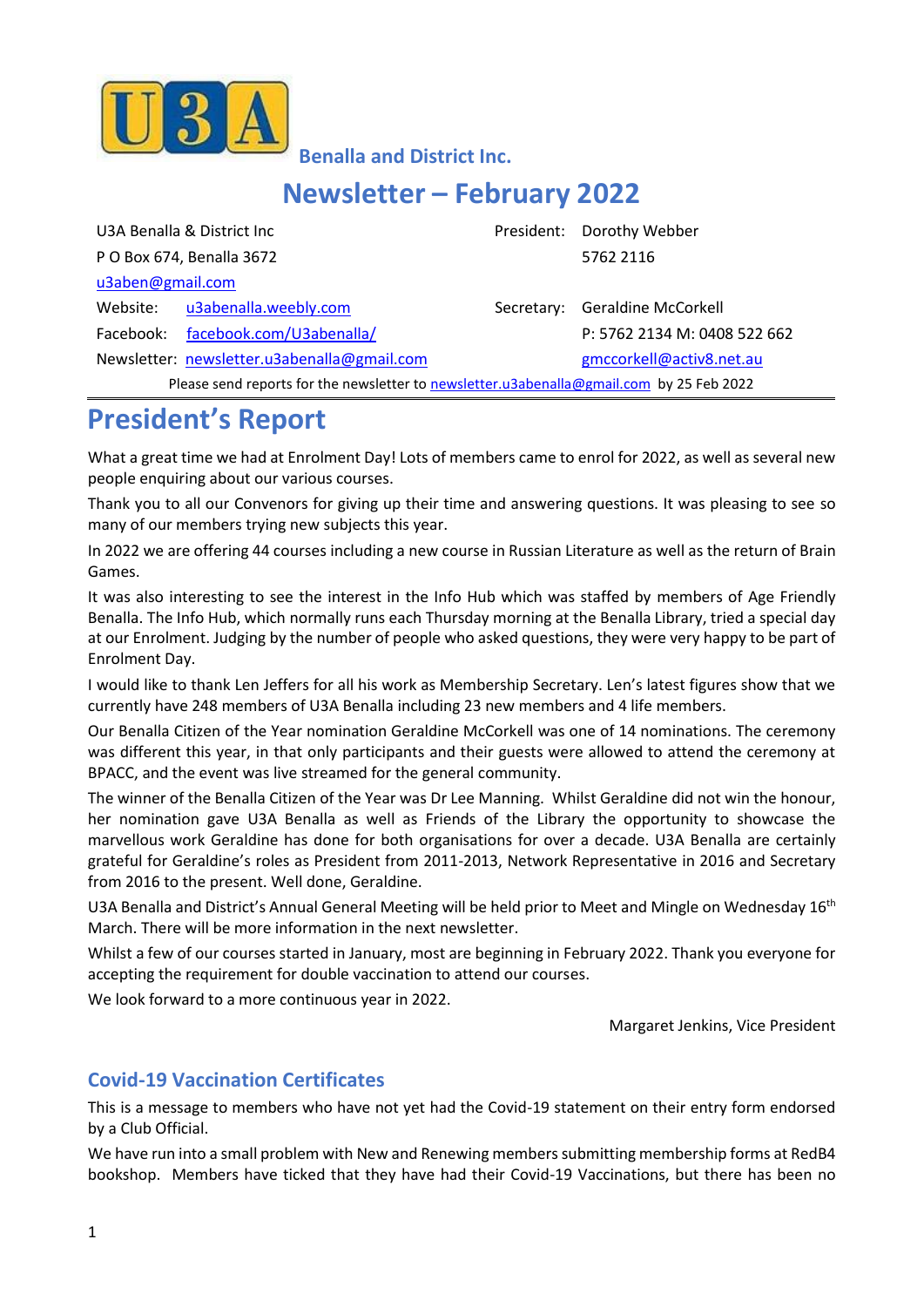U3A Benalla and District Inc.

# Newsletter – February 2022

| | | | |
|---|---|---|---|
| U3A Benalla & District Inc | | President: | Dorothy Webber |
| P O Box 674, Benalla 3672 | | | 5762 2116 |
| u3aben@gmail.com | | | |
| Website: | u3abenalla.weebly.com | Secretary: | Geraldine McCorkell |
| Facebook: | facebook.com/U3abenalla/ | | P: 5762 2134 M: 0408 522 662 |
| Newsletter: | newsletter.u3abenalla@gmail.com | | gmccorkell@activ8.net.au |

Please send reports for the newsletter to newsletter.u3abenalla@gmail.com by 25 Feb 2022

## President's Report

What a great time we had at Enrolment Day! Lots of members came to enrol for 2022, as well as several new people enquiring about our various courses.

Thank you to all our Convenors for giving up their time and answering questions. It was pleasing to see so many of our members trying new subjects this year.

In 2022 we are offering 44 courses including a new course in Russian Literature as well as the return of Brain Games.

It was also interesting to see the interest in the Info Hub which was staffed by members of Age Friendly Benalla. The Info Hub, which normally runs each Thursday morning at the Benalla Library, tried a special day at our Enrolment. Judging by the number of people who asked questions, they were very happy to be part of Enrolment Day.

I would like to thank Len Jeffers for all his work as Membership Secretary. Len's latest figures show that we currently have 248 members of U3A Benalla including 23 new members and 4 life members.

Our Benalla Citizen of the Year nomination Geraldine McCorkell was one of 14 nominations. The ceremony was different this year, in that only participants and their guests were allowed to attend the ceremony at BPACC, and the event was live streamed for the general community.

The winner of the Benalla Citizen of the Year was Dr Lee Manning. Whilst Geraldine did not win the honour, her nomination gave U3A Benalla as well as Friends of the Library the opportunity to showcase the marvellous work Geraldine has done for both organisations for over a decade. U3A Benalla are certainly grateful for Geraldine's roles as President from 2011-2013, Network Representative in 2016 and Secretary from 2016 to the present. Well done, Geraldine.

U3A Benalla and District's Annual General Meeting will be held prior to Meet and Mingle on Wednesday 16th March. There will be more information in the next newsletter.

Whilst a few of our courses started in January, most are beginning in February 2022. Thank you everyone for accepting the requirement for double vaccination to attend our courses.

We look forward to a more continuous year in 2022.

Margaret Jenkins, Vice President

### Covid-19 Vaccination Certificates

This is a message to members who have not yet had the Covid-19 statement on their entry form endorsed by a Club Official.

We have run into a small problem with New and Renewing members submitting membership forms at RedB4 bookshop. Members have ticked that they have had their Covid-19 Vaccinations, but there has been no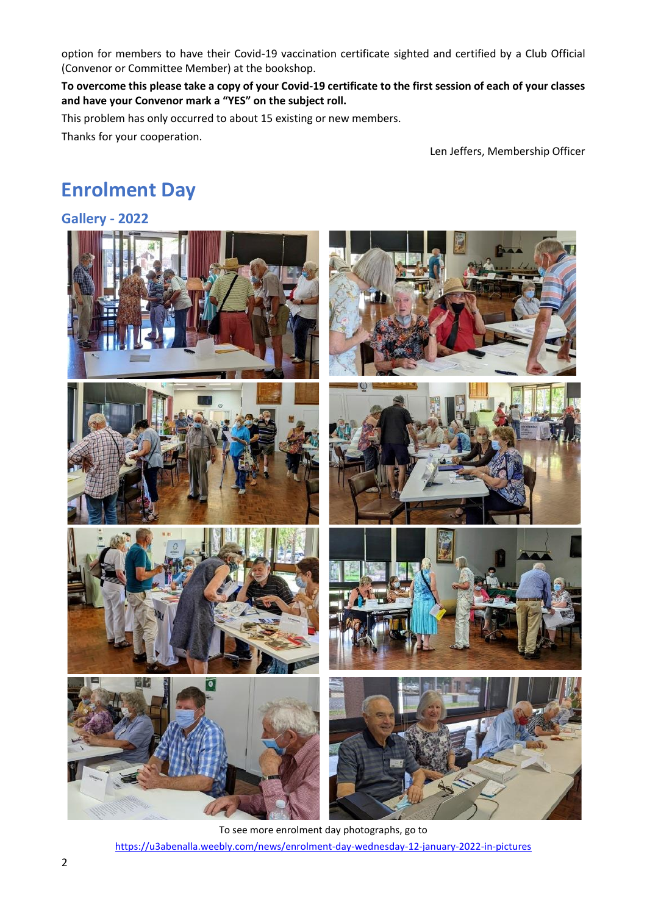option for members to have their Covid-19 vaccination certificate sighted and certified by a Club Official (Convenor or Committee Member) at the bookshop.

**To overcome this please take a copy of your Covid-19 certificate to the first session of each of your classes and have your Convenor mark a "YES" on the subject roll.**

This problem has only occurred to about 15 existing or new members.

Thanks for your cooperation.

Len Jeffers, Membership Officer

# Enrolment Day

## Gallery - 2022

To see more enrolment day photographs, go to

https://u3abenalla.weebly.com/news/enrolment-day-wednesday-12-january-2022-in-pictures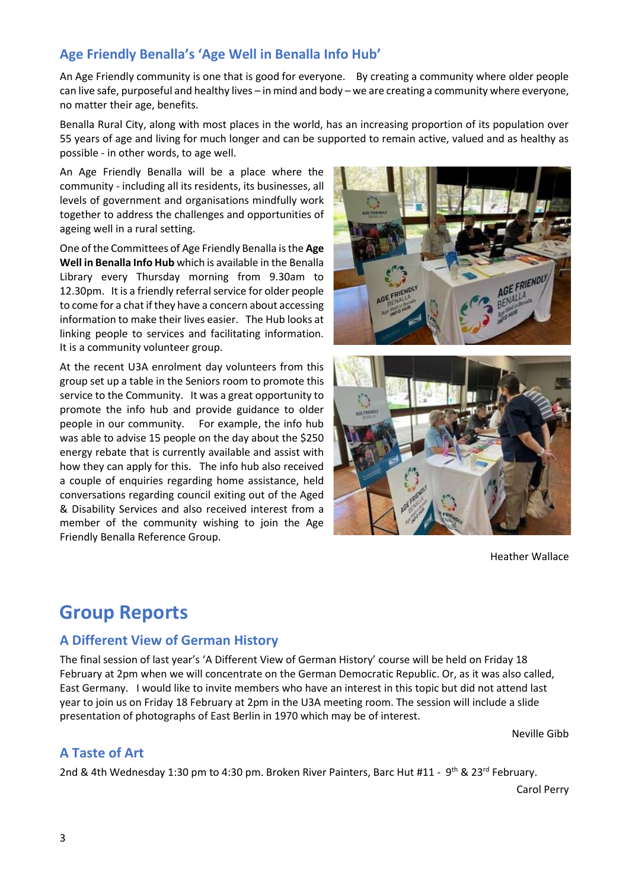## Age Friendly Benalla's 'Age Well in Benalla Info Hub'

An Age Friendly community is one that is good for everyone. By creating a community where older people can live safe, purposeful and healthy lives – in mind and body – we are creating a community where everyone, no matter their age, benefits.

Benalla Rural City, along with most places in the world, has an increasing proportion of its population over 55 years of age and living for much longer and can be supported to remain active, valued and as healthy as possible - in other words, to age well.

An Age Friendly Benalla will be a place where the community - including all its residents, its businesses, all levels of government and organisations mindfully work together to address the challenges and opportunities of ageing well in a rural setting.

One of the Committees of Age Friendly Benalla is the **Age Well in Benalla Info Hub** which is available in the Benalla Library every Thursday morning from 9.30am to 12.30pm. It is a friendly referral service for older people to come for a chat if they have a concern about accessing information to make their lives easier. The Hub looks at linking people to services and facilitating information. It is a community volunteer group.

At the recent U3A enrolment day volunteers from this group set up a table in the Seniors room to promote this service to the Community. It was a great opportunity to promote the info hub and provide guidance to older people in our community. For example, the info hub was able to advise 15 people on the day about the $250 energy rebate that is currently available and assist with how they can apply for this. The info hub also received a couple of enquiries regarding home assistance, held conversations regarding council exiting out of the Aged & Disability Services and also received interest from a member of the community wishing to join the Age Friendly Benalla Reference Group.

Heather Wallace

# Group Reports

## A Different View of German History

The final session of last year's 'A Different View of German History' course will be held on Friday 18 February at 2pm when we will concentrate on the German Democratic Republic. Or, as it was also called, East Germany. I would like to invite members who have an interest in this topic but did not attend last year to join us on Friday 18 February at 2pm in the U3A meeting room. The session will include a slide presentation of photographs of East Berlin in 1970 which may be of interest.

Neville Gibb

## A Taste of Art

2nd & 4th Wednesday 1:30 pm to 4:30 pm. Broken River Painters, Barc Hut #11 - 9th & 23rd February.

Carol Perry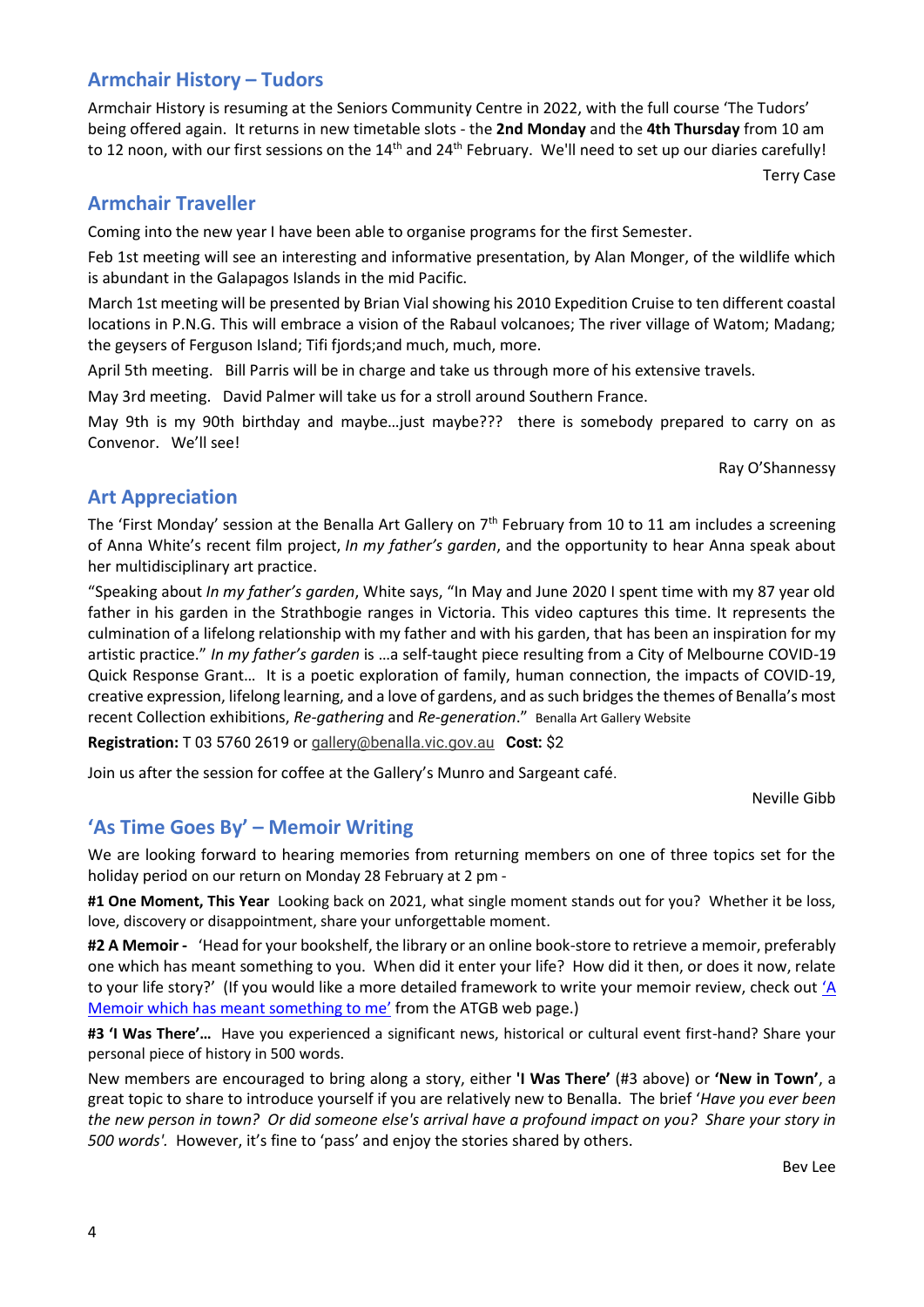## Armchair History – Tudors

Armchair History is resuming at the Seniors Community Centre in 2022, with the full course 'The Tudors' being offered again. It returns in new timetable slots - the **2nd Monday** and the **4th Thursday** from 10 am to 12 noon, with our first sessions on the 14th and 24th February. We'll need to set up our diaries carefully!

Terry Case

## Armchair Traveller

Coming into the new year I have been able to organise programs for the first Semester.

Feb 1st meeting will see an interesting and informative presentation, by Alan Monger, of the wildlife which is abundant in the Galapagos Islands in the mid Pacific.

March 1st meeting will be presented by Brian Vial showing his 2010 Expedition Cruise to ten different coastal locations in P.N.G. This will embrace a vision of the Rabaul volcanoes; The river village of Watom; Madang; the geysers of Ferguson Island; Tifi fjords;and much, much, more.

April 5th meeting. Bill Parris will be in charge and take us through more of his extensive travels.

May 3rd meeting. David Palmer will take us for a stroll around Southern France.

May 9th is my 90th birthday and maybe…just maybe??? there is somebody prepared to carry on as Convenor. We'll see!

Ray O'Shannessy

## Art Appreciation

The 'First Monday' session at the Benalla Art Gallery on 7th February from 10 to 11 am includes a screening of Anna White's recent film project, *In my father's garden*, and the opportunity to hear Anna speak about her multidisciplinary art practice.

"Speaking about *In my father's garden*, White says, "In May and June 2020 I spent time with my 87 year old father in his garden in the Strathbogie ranges in Victoria. This video captures this time. It represents the culmination of a lifelong relationship with my father and with his garden, that has been an inspiration for my artistic practice." *In my father's garden* is …a self-taught piece resulting from a City of Melbourne COVID-19 Quick Response Grant… It is a poetic exploration of family, human connection, the impacts of COVID-19, creative expression, lifelong learning, and a love of gardens, and as such bridges the themes of Benalla's most recent Collection exhibitions, *Re-gathering* and *Re-generation*." Benalla Art Gallery Website

**Registration:** T 03 5760 2619 or gallery@benalla.vic.gov.au **Cost:** $2

Join us after the session for coffee at the Gallery's Munro and Sargeant café.

Neville Gibb

## 'As Time Goes By' – Memoir Writing

We are looking forward to hearing memories from returning members on one of three topics set for the holiday period on our return on Monday 28 February at 2 pm -

**#1 One Moment, This Year** Looking back on 2021, what single moment stands out for you? Whether it be loss, love, discovery or disappointment, share your unforgettable moment.

**#2 A Memoir -** 'Head for your bookshelf, the library or an online book-store to retrieve a memoir, preferably one which has meant something to you. When did it enter your life? How did it then, or does it now, relate to your life story?' (If you would like a more detailed framework to write your memoir review, check out 'A Memoir which has meant something to me' from the ATGB web page.)

**#3 'I Was There'…** Have you experienced a significant news, historical or cultural event first-hand? Share your personal piece of history in 500 words.

New members are encouraged to bring along a story, either **'I Was There'** (#3 above) or **'New in Town'**, a great topic to share to introduce yourself if you are relatively new to Benalla. The brief '*Have you ever been the new person in town? Or did someone else's arrival have a profound impact on you? Share your story in 500 words'.* However, it's fine to 'pass' and enjoy the stories shared by others.

Bev Lee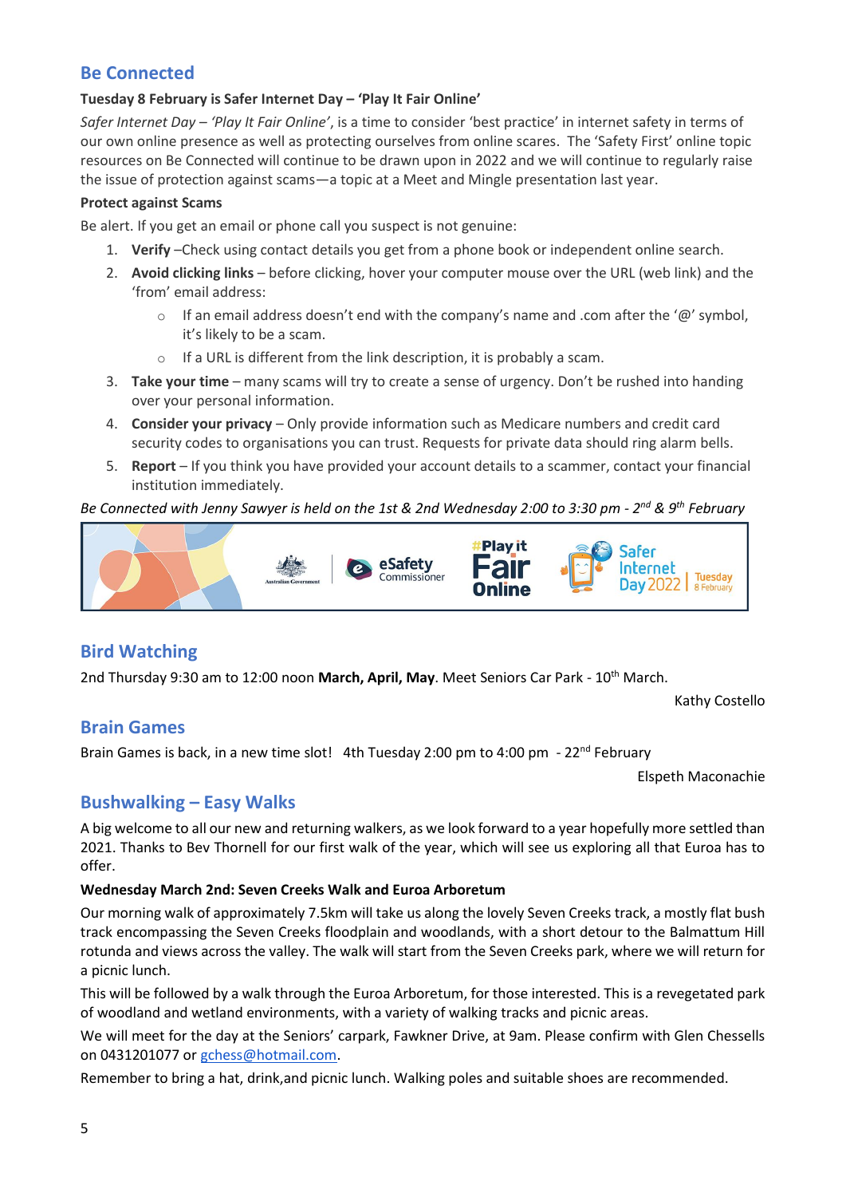## Be Connected

**Tuesday 8 February is Safer Internet Day – 'Play It Fair Online'**

*Safer Internet Day – 'Play It Fair Online'*, is a time to consider 'best practice' in internet safety in terms of our own online presence as well as protecting ourselves from online scares. The 'Safety First' online topic resources on Be Connected will continue to be drawn upon in 2022 and we will continue to regularly raise the issue of protection against scams—a topic at a Meet and Mingle presentation last year.

**Protect against Scams**

Be alert. If you get an email or phone call you suspect is not genuine:

1. **Verify** –Check using contact details you get from a phone book or independent online search.
2. **Avoid clicking links** – before clicking, hover your computer mouse over the URL (web link) and the 'from' email address:
   - If an email address doesn't end with the company's name and .com after the '@' symbol, it's likely to be a scam.
   - If a URL is different from the link description, it is probably a scam.
3. **Take your time** – many scams will try to create a sense of urgency. Don't be rushed into handing over your personal information.
4. **Consider your privacy** – Only provide information such as Medicare numbers and credit card security codes to organisations you can trust. Requests for private data should ring alarm bells.
5. **Report** – If you think you have provided your account details to a scammer, contact your financial institution immediately.

*Be Connected with Jenny Sawyer is held on the 1st & 2nd Wednesday 2:00 to 3:30 pm - 2nd & 9th February*

## Bird Watching

2nd Thursday 9:30 am to 12:00 noon **March, April, May**. Meet Seniors Car Park - 10th March.

Kathy Costello

## Brain Games

Brain Games is back, in a new time slot! 4th Tuesday 2:00 pm to 4:00 pm - 22nd February

Elspeth Maconachie

## Bushwalking – Easy Walks

A big welcome to all our new and returning walkers, as we look forward to a year hopefully more settled than 2021. Thanks to Bev Thornell for our first walk of the year, which will see us exploring all that Euroa has to offer.

**Wednesday March 2nd: Seven Creeks Walk and Euroa Arboretum**

Our morning walk of approximately 7.5km will take us along the lovely Seven Creeks track, a mostly flat bush track encompassing the Seven Creeks floodplain and woodlands, with a short detour to the Balmattum Hill rotunda and views across the valley. The walk will start from the Seven Creeks park, where we will return for a picnic lunch.

This will be followed by a walk through the Euroa Arboretum, for those interested. This is a revegetated park of woodland and wetland environments, with a variety of walking tracks and picnic areas.

We will meet for the day at the Seniors' carpark, Fawkner Drive, at 9am. Please confirm with Glen Chessells on 0431201077 or gchess@hotmail.com.

Remember to bring a hat, drink,and picnic lunch. Walking poles and suitable shoes are recommended.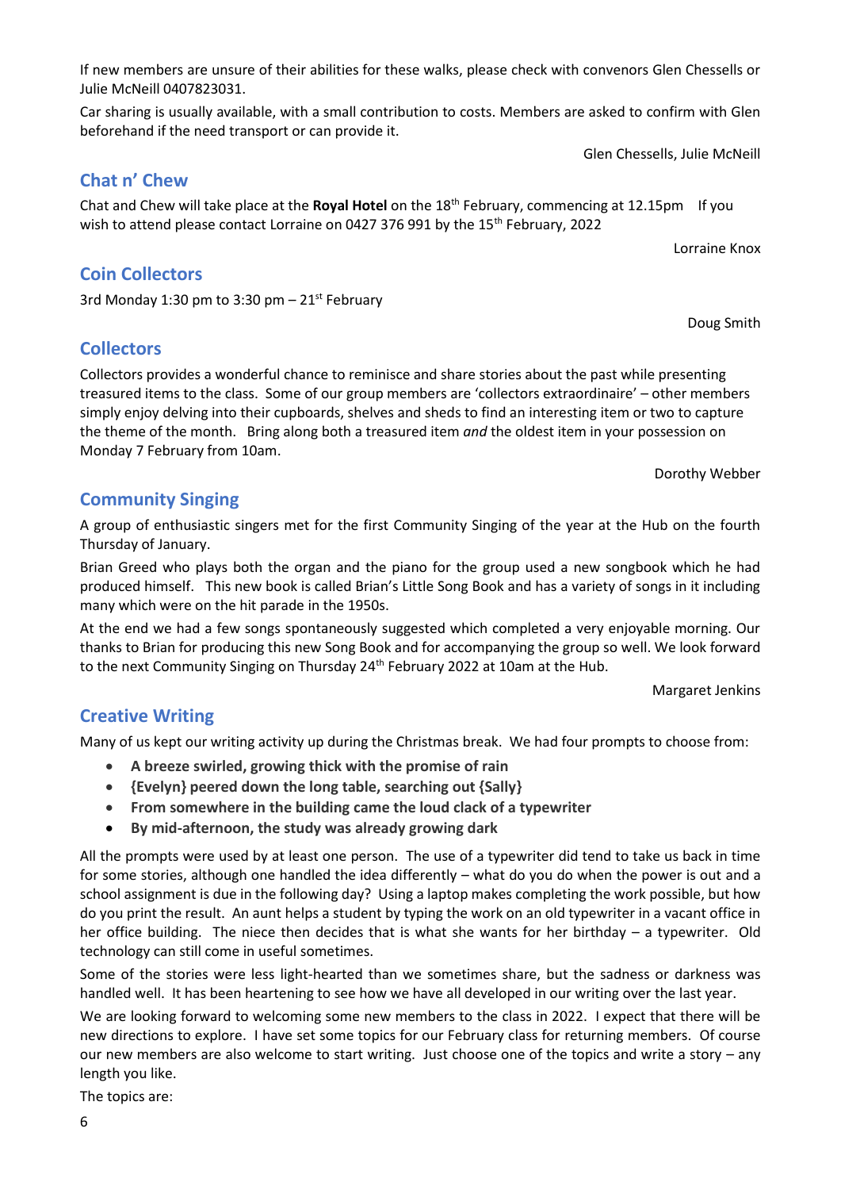If new members are unsure of their abilities for these walks, please check with convenors Glen Chessells or Julie McNeill 0407823031.

Car sharing is usually available, with a small contribution to costs. Members are asked to confirm with Glen beforehand if the need transport or can provide it.

Glen Chessells, Julie McNeill

## Chat n' Chew

Chat and Chew will take place at the **Royal Hotel** on the 18th February, commencing at 12.15pm If you wish to attend please contact Lorraine on 0427 376 991 by the 15th February, 2022

Lorraine Knox

## Coin Collectors

3rd Monday 1:30 pm to 3:30 pm – 21st February

Doug Smith

## Collectors

Collectors provides a wonderful chance to reminisce and share stories about the past while presenting treasured items to the class. Some of our group members are 'collectors extraordinaire' – other members simply enjoy delving into their cupboards, shelves and sheds to find an interesting item or two to capture the theme of the month. Bring along both a treasured item *and* the oldest item in your possession on Monday 7 February from 10am.

Dorothy Webber

## Community Singing

A group of enthusiastic singers met for the first Community Singing of the year at the Hub on the fourth Thursday of January.

Brian Greed who plays both the organ and the piano for the group used a new songbook which he had produced himself. This new book is called Brian's Little Song Book and has a variety of songs in it including many which were on the hit parade in the 1950s.

At the end we had a few songs spontaneously suggested which completed a very enjoyable morning. Our thanks to Brian for producing this new Song Book and for accompanying the group so well. We look forward to the next Community Singing on Thursday 24th February 2022 at 10am at the Hub.

Margaret Jenkins

## Creative Writing

Many of us kept our writing activity up during the Christmas break. We had four prompts to choose from:

- **A breeze swirled, growing thick with the promise of rain**
- **{Evelyn} peered down the long table, searching out {Sally}**
- **From somewhere in the building came the loud clack of a typewriter**
- **By mid-afternoon, the study was already growing dark**

All the prompts were used by at least one person. The use of a typewriter did tend to take us back in time for some stories, although one handled the idea differently – what do you do when the power is out and a school assignment is due in the following day? Using a laptop makes completing the work possible, but how do you print the result. An aunt helps a student by typing the work on an old typewriter in a vacant office in her office building. The niece then decides that is what she wants for her birthday – a typewriter. Old technology can still come in useful sometimes.

Some of the stories were less light-hearted than we sometimes share, but the sadness or darkness was handled well. It has been heartening to see how we have all developed in our writing over the last year.

We are looking forward to welcoming some new members to the class in 2022. I expect that there will be new directions to explore. I have set some topics for our February class for returning members. Of course our new members are also welcome to start writing. Just choose one of the topics and write a story – any length you like.

The topics are: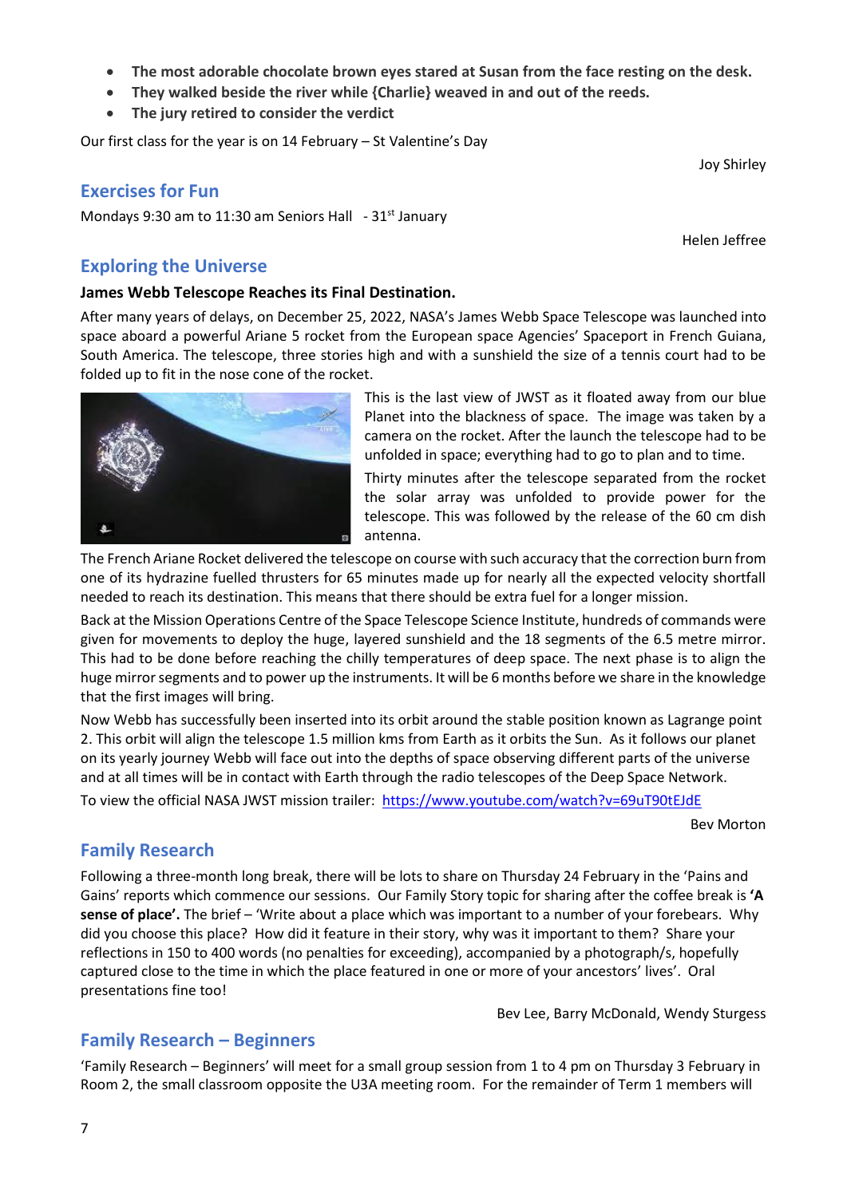- **The most adorable chocolate brown eyes stared at Susan from the face resting on the desk.**
- **They walked beside the river while {Charlie} weaved in and out of the reeds.**
- **The jury retired to consider the verdict**

Our first class for the year is on 14 February – St Valentine's Day

Joy Shirley

## Exercises for Fun

Mondays 9:30 am to 11:30 am Seniors Hall - 31st January

Helen Jeffree

## Exploring the Universe

**James Webb Telescope Reaches its Final Destination.**

After many years of delays, on December 25, 2022, NASA's James Webb Space Telescope was launched into space aboard a powerful Ariane 5 rocket from the European space Agencies' Spaceport in French Guiana, South America. The telescope, three stories high and with a sunshield the size of a tennis court had to be folded up to fit in the nose cone of the rocket.

This is the last view of JWST as it floated away from our blue Planet into the blackness of space. The image was taken by a camera on the rocket. After the launch the telescope had to be unfolded in space; everything had to go to plan and to time.

Thirty minutes after the telescope separated from the rocket the solar array was unfolded to provide power for the telescope. This was followed by the release of the 60 cm dish antenna.

The French Ariane Rocket delivered the telescope on course with such accuracy that the correction burn from one of its hydrazine fuelled thrusters for 65 minutes made up for nearly all the expected velocity shortfall needed to reach its destination. This means that there should be extra fuel for a longer mission.

Back at the Mission Operations Centre of the Space Telescope Science Institute, hundreds of commands were given for movements to deploy the huge, layered sunshield and the 18 segments of the 6.5 metre mirror. This had to be done before reaching the chilly temperatures of deep space. The next phase is to align the huge mirror segments and to power up the instruments. It will be 6 months before we share in the knowledge that the first images will bring.

Now Webb has successfully been inserted into its orbit around the stable position known as Lagrange point 2. This orbit will align the telescope 1.5 million kms from Earth as it orbits the Sun. As it follows our planet on its yearly journey Webb will face out into the depths of space observing different parts of the universe and at all times will be in contact with Earth through the radio telescopes of the Deep Space Network.

To view the official NASA JWST mission trailer: https://www.youtube.com/watch?v=69uT90tEJdE

Bev Morton

## Family Research

Following a three-month long break, there will be lots to share on Thursday 24 February in the 'Pains and Gains' reports which commence our sessions. Our Family Story topic for sharing after the coffee break is **'A sense of place'.** The brief – 'Write about a place which was important to a number of your forebears. Why did you choose this place? How did it feature in their story, why was it important to them? Share your reflections in 150 to 400 words (no penalties for exceeding), accompanied by a photograph/s, hopefully captured close to the time in which the place featured in one or more of your ancestors' lives'. Oral presentations fine too!

Bev Lee, Barry McDonald, Wendy Sturgess

## Family Research – Beginners

'Family Research – Beginners' will meet for a small group session from 1 to 4 pm on Thursday 3 February in Room 2, the small classroom opposite the U3A meeting room. For the remainder of Term 1 members will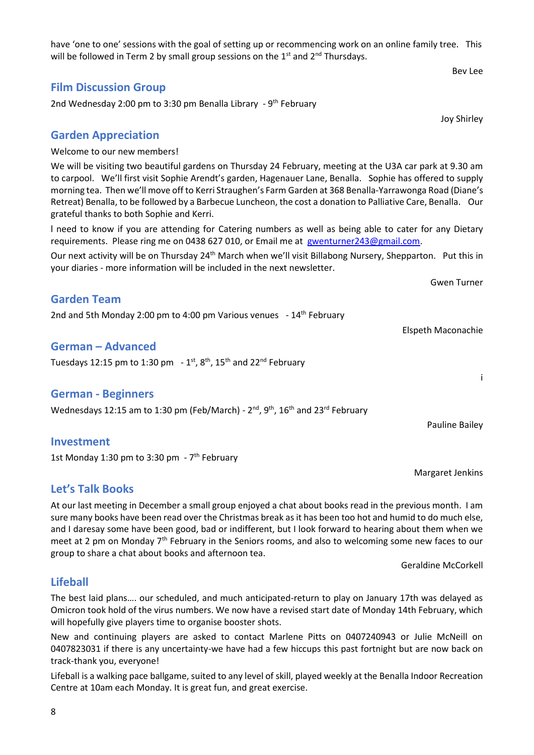have 'one to one' sessions with the goal of setting up or recommencing work on an online family tree. This will be followed in Term 2 by small group sessions on the 1st and 2nd Thursdays.

Bev Lee

## Film Discussion Group

2nd Wednesday 2:00 pm to 3:30 pm Benalla Library - 9th February

Joy Shirley

## Garden Appreciation

Welcome to our new members!

We will be visiting two beautiful gardens on Thursday 24 February, meeting at the U3A car park at 9.30 am to carpool. We'll first visit Sophie Arendt's garden, Hagenauer Lane, Benalla. Sophie has offered to supply morning tea. Then we'll move off to Kerri Straughen's Farm Garden at 368 Benalla-Yarrawonga Road (Diane's Retreat) Benalla, to be followed by a Barbecue Luncheon, the cost a donation to Palliative Care, Benalla. Our grateful thanks to both Sophie and Kerri.

I need to know if you are attending for Catering numbers as well as being able to cater for any Dietary requirements. Please ring me on 0438 627 010, or Email me at gwenturner243@gmail.com.

Our next activity will be on Thursday 24th March when we'll visit Billabong Nursery, Shepparton. Put this in your diaries - more information will be included in the next newsletter.

Gwen Turner

## Garden Team

2nd and 5th Monday 2:00 pm to 4:00 pm Various venues - 14th February

Elspeth Maconachie

## German – Advanced

Tuesdays 12:15 pm to 1:30 pm - 1st, 8th, 15th and 22nd February

i

## German - Beginners

Wednesdays 12:15 am to 1:30 pm (Feb/March) - 2nd, 9th, 16th and 23rd February

Pauline Bailey

## Investment

1st Monday 1:30 pm to 3:30 pm - 7th February

Margaret Jenkins

## Let's Talk Books

At our last meeting in December a small group enjoyed a chat about books read in the previous month. I am sure many books have been read over the Christmas break as it has been too hot and humid to do much else, and I daresay some have been good, bad or indifferent, but I look forward to hearing about them when we meet at 2 pm on Monday 7th February in the Seniors rooms, and also to welcoming some new faces to our group to share a chat about books and afternoon tea.

Geraldine McCorkell

## Lifeball

The best laid plans…. our scheduled, and much anticipated-return to play on January 17th was delayed as Omicron took hold of the virus numbers. We now have a revised start date of Monday 14th February, which will hopefully give players time to organise booster shots.

New and continuing players are asked to contact Marlene Pitts on 0407240943 or Julie McNeill on 0407823031 if there is any uncertainty-we have had a few hiccups this past fortnight but are now back on track-thank you, everyone!

Lifeball is a walking pace ballgame, suited to any level of skill, played weekly at the Benalla Indoor Recreation Centre at 10am each Monday. It is great fun, and great exercise.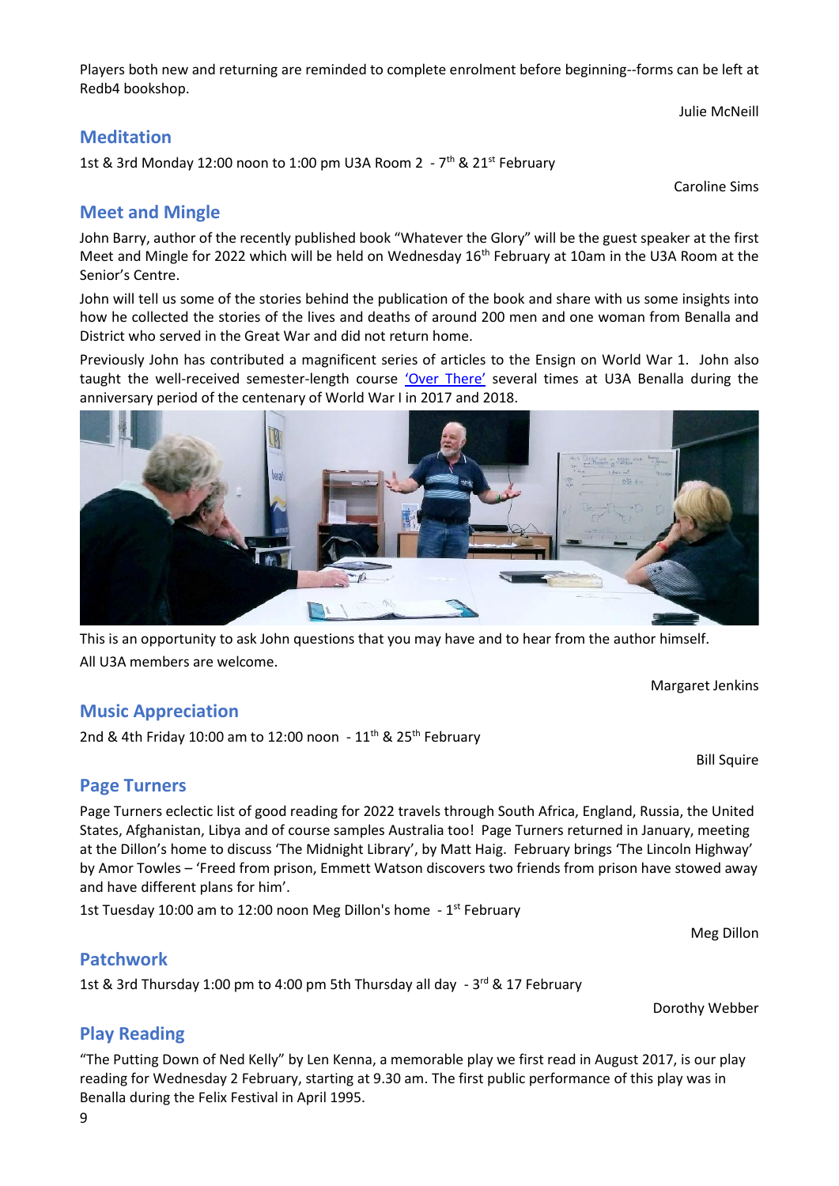Players both new and returning are reminded to complete enrolment before beginning--forms can be left at Redb4 bookshop.

Julie McNeill

## Meditation

1st & 3rd Monday 12:00 noon to 1:00 pm U3A Room 2 - 7th & 21st February

Caroline Sims

## Meet and Mingle

John Barry, author of the recently published book "Whatever the Glory" will be the guest speaker at the first Meet and Mingle for 2022 which will be held on Wednesday 16th February at 10am in the U3A Room at the Senior's Centre.

John will tell us some of the stories behind the publication of the book and share with us some insights into how he collected the stories of the lives and deaths of around 200 men and one woman from Benalla and District who served in the Great War and did not return home.

Previously John has contributed a magnificent series of articles to the Ensign on World War 1. John also taught the well-received semester-length course 'Over There' several times at U3A Benalla during the anniversary period of the centenary of World War I in 2017 and 2018.

This is an opportunity to ask John questions that you may have and to hear from the author himself.

All U3A members are welcome.

Margaret Jenkins

## Music Appreciation

2nd & 4th Friday 10:00 am to 12:00 noon - 11th & 25th February

Bill Squire

## Page Turners

Page Turners eclectic list of good reading for 2022 travels through South Africa, England, Russia, the United States, Afghanistan, Libya and of course samples Australia too! Page Turners returned in January, meeting at the Dillon's home to discuss 'The Midnight Library', by Matt Haig. February brings 'The Lincoln Highway' by Amor Towles – 'Freed from prison, Emmett Watson discovers two friends from prison have stowed away and have different plans for him'.

1st Tuesday 10:00 am to 12:00 noon Meg Dillon's home - 1st February

Meg Dillon

## Patchwork

1st & 3rd Thursday 1:00 pm to 4:00 pm 5th Thursday all day - 3rd & 17 February

Dorothy Webber

## Play Reading

"The Putting Down of Ned Kelly" by Len Kenna, a memorable play we first read in August 2017, is our play reading for Wednesday 2 February, starting at 9.30 am. The first public performance of this play was in Benalla during the Felix Festival in April 1995.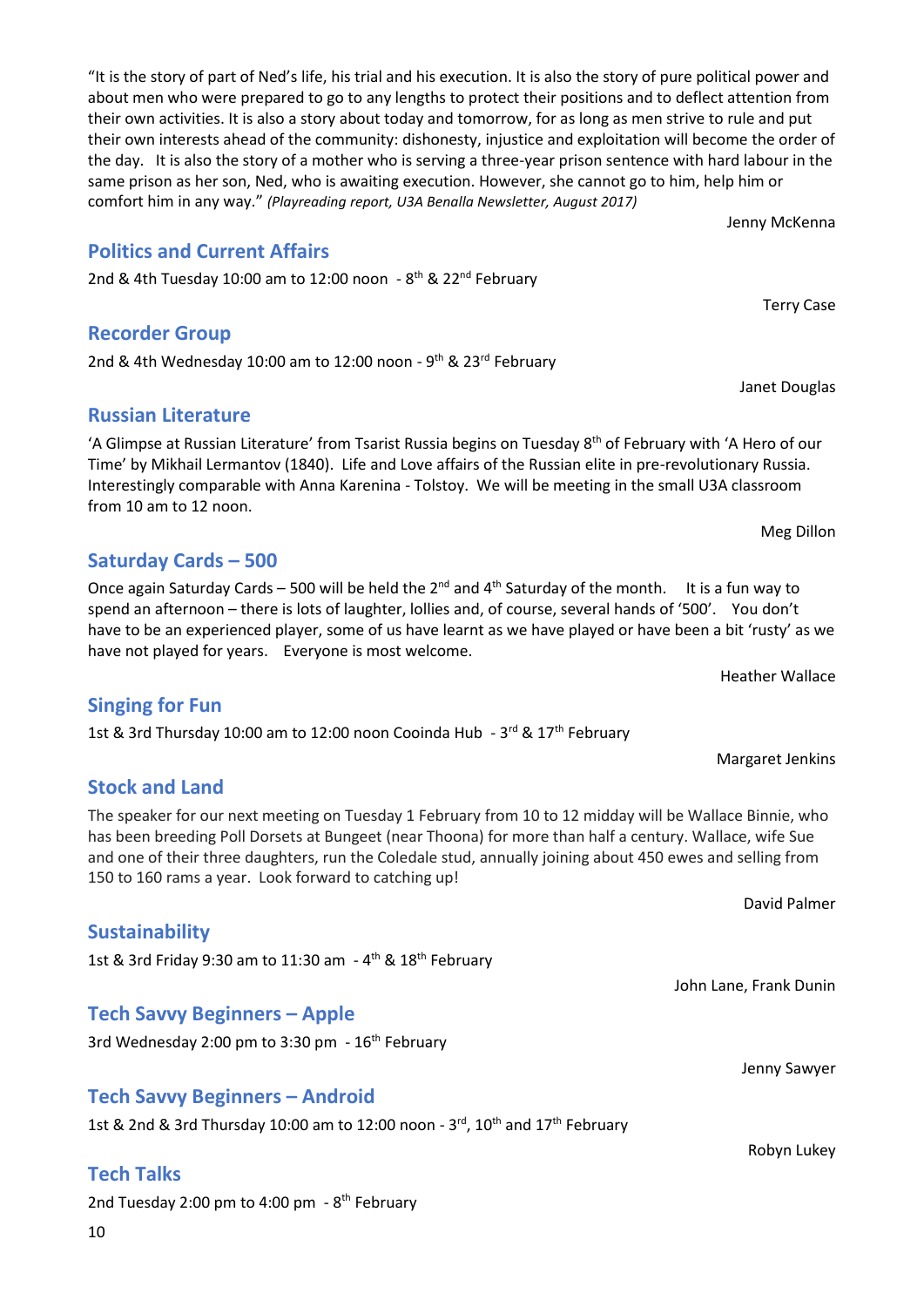"It is the story of part of Ned's life, his trial and his execution. It is also the story of pure political power and about men who were prepared to go to any lengths to protect their positions and to deflect attention from their own activities. It is also a story about today and tomorrow, for as long as men strive to rule and put their own interests ahead of the community: dishonesty, injustice and exploitation will become the order of the day. It is also the story of a mother who is serving a three-year prison sentence with hard labour in the same prison as her son, Ned, who is awaiting execution. However, she cannot go to him, help him or comfort him in any way." *(Playreading report, U3A Benalla Newsletter, August 2017)*

Jenny McKenna

## Politics and Current Affairs

2nd & 4th Tuesday 10:00 am to 12:00 noon - 8th & 22nd February

Terry Case

## Recorder Group

2nd & 4th Wednesday 10:00 am to 12:00 noon - 9th & 23rd February

Janet Douglas

## Russian Literature

'A Glimpse at Russian Literature' from Tsarist Russia begins on Tuesday 8th of February with 'A Hero of our Time' by Mikhail Lermantov (1840). Life and Love affairs of the Russian elite in pre-revolutionary Russia. Interestingly comparable with Anna Karenina - Tolstoy. We will be meeting in the small U3A classroom from 10 am to 12 noon.

Meg Dillon

## Saturday Cards – 500

Once again Saturday Cards – 500 will be held the 2nd and 4th Saturday of the month. It is a fun way to spend an afternoon – there is lots of laughter, lollies and, of course, several hands of '500'. You don't have to be an experienced player, some of us have learnt as we have played or have been a bit 'rusty' as we have not played for years. Everyone is most welcome.

Heather Wallace

## Singing for Fun

1st & 3rd Thursday 10:00 am to 12:00 noon Cooinda Hub - 3rd & 17th February

Margaret Jenkins

## Stock and Land

The speaker for our next meeting on Tuesday 1 February from 10 to 12 midday will be Wallace Binnie, who has been breeding Poll Dorsets at Bungeet (near Thoona) for more than half a century. Wallace, wife Sue and one of their three daughters, run the Coledale stud, annually joining about 450 ewes and selling from 150 to 160 rams a year. Look forward to catching up!

David Palmer

## Sustainability

1st & 3rd Friday 9:30 am to 11:30 am - 4th & 18th February

John Lane, Frank Dunin

## Tech Savvy Beginners – Apple

3rd Wednesday 2:00 pm to 3:30 pm - 16th February

Jenny Sawyer

## Tech Savvy Beginners – Android

1st & 2nd & 3rd Thursday 10:00 am to 12:00 noon - 3rd, 10th and 17th February

Robyn Lukey

## Tech Talks

2nd Tuesday 2:00 pm to 4:00 pm - 8th February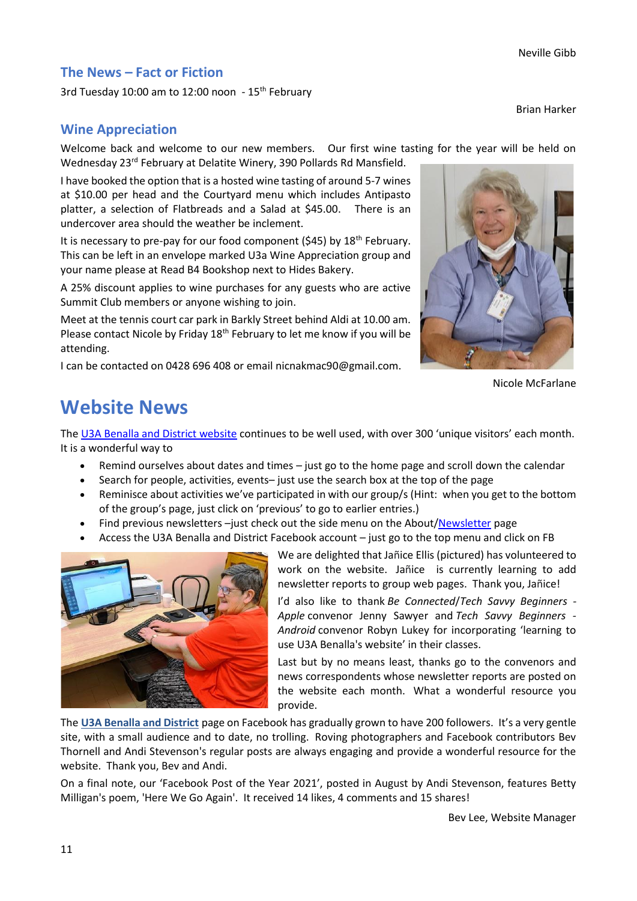Neville Gibb

## The News – Fact or Fiction

3rd Tuesday 10:00 am to 12:00 noon - 15th February

Brian Harker

## Wine Appreciation

Welcome back and welcome to our new members. Our first wine tasting for the year will be held on Wednesday 23rd February at Delatite Winery, 390 Pollards Rd Mansfield.

I have booked the option that is a hosted wine tasting of around 5-7 wines at $10.00 per head and the Courtyard menu which includes Antipasto platter, a selection of Flatbreads and a Salad at $45.00. There is an undercover area should the weather be inclement.

It is necessary to pre-pay for our food component ($45) by 18th February. This can be left in an envelope marked U3a Wine Appreciation group and your name please at Read B4 Bookshop next to Hides Bakery.

A 25% discount applies to wine purchases for any guests who are active Summit Club members or anyone wishing to join.

Meet at the tennis court car park in Barkly Street behind Aldi at 10.00 am. Please contact Nicole by Friday 18th February to let me know if you will be attending.

I can be contacted on 0428 696 408 or email nicnakmac90@gmail.com.

Nicole McFarlane

# Website News

The U3A Benalla and District website continues to be well used, with over 300 'unique visitors' each month. It is a wonderful way to

- Remind ourselves about dates and times – just go to the home page and scroll down the calendar
- Search for people, activities, events– just use the search box at the top of the page
- Reminisce about activities we've participated in with our group/s (Hint: when you get to the bottom of the group's page, just click on 'previous' to go to earlier entries.)
- Find previous newsletters –just check out the side menu on the About/Newsletter page
- Access the U3A Benalla and District Facebook account – just go to the top menu and click on FB

We are delighted that Jañice Ellis (pictured) has volunteered to work on the website. Jañice is currently learning to add newsletter reports to group web pages. Thank you, Jañice!

I'd also like to thank *Be Connected*/*Tech Savvy Beginners - Apple* convenor Jenny Sawyer and *Tech Savvy Beginners - Android* convenor Robyn Lukey for incorporating 'learning to use U3A Benalla's website' in their classes.

Last but by no means least, thanks go to the convenors and news correspondents whose newsletter reports are posted on the website each month. What a wonderful resource you provide.

The **U3A Benalla and District** page on Facebook has gradually grown to have 200 followers. It's a very gentle site, with a small audience and to date, no trolling. Roving photographers and Facebook contributors Bev Thornell and Andi Stevenson's regular posts are always engaging and provide a wonderful resource for the website. Thank you, Bev and Andi.

On a final note, our 'Facebook Post of the Year 2021', posted in August by Andi Stevenson, features Betty Milligan's poem, 'Here We Go Again'. It received 14 likes, 4 comments and 15 shares!

Bev Lee, Website Manager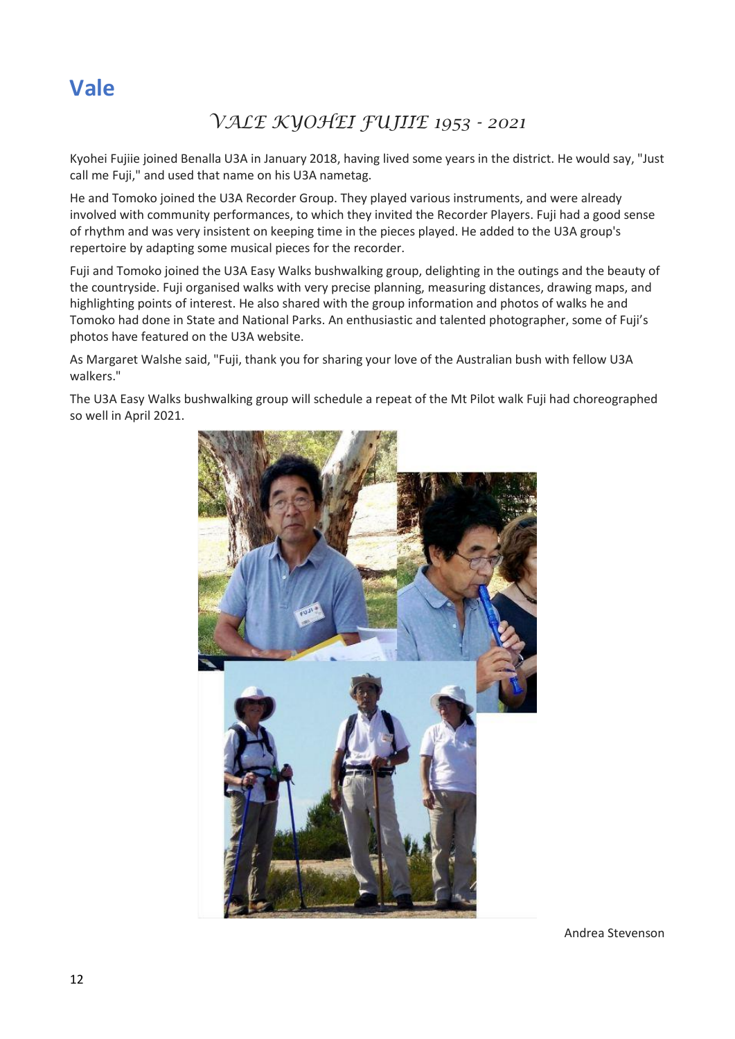# Vale

## *VALE KYOHEI FUJIIE 1953 - 2021*

Kyohei Fujiie joined Benalla U3A in January 2018, having lived some years in the district. He would say, "Just call me Fuji," and used that name on his U3A nametag.

He and Tomoko joined the U3A Recorder Group. They played various instruments, and were already involved with community performances, to which they invited the Recorder Players. Fuji had a good sense of rhythm and was very insistent on keeping time in the pieces played. He added to the U3A group's repertoire by adapting some musical pieces for the recorder.

Fuji and Tomoko joined the U3A Easy Walks bushwalking group, delighting in the outings and the beauty of the countryside. Fuji organised walks with very precise planning, measuring distances, drawing maps, and highlighting points of interest. He also shared with the group information and photos of walks he and Tomoko had done in State and National Parks. An enthusiastic and talented photographer, some of Fuji's photos have featured on the U3A website.

As Margaret Walshe said, "Fuji, thank you for sharing your love of the Australian bush with fellow U3A walkers."

The U3A Easy Walks bushwalking group will schedule a repeat of the Mt Pilot walk Fuji had choreographed so well in April 2021.

Andrea Stevenson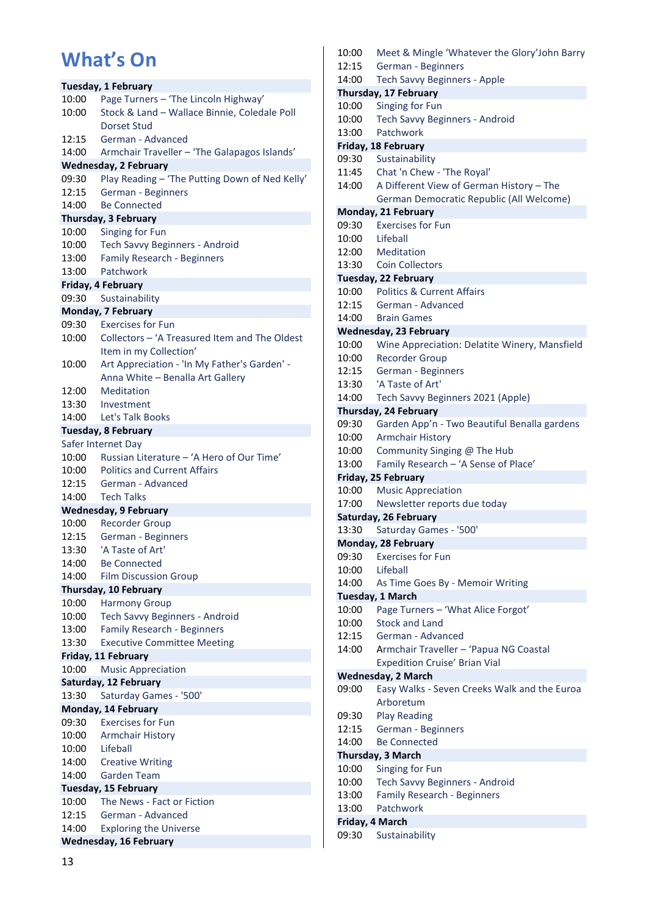# What's On

**Tuesday, 1 February**

10:00 Page Turners – 'The Lincoln Highway'
10:00 Stock & Land – Wallace Binnie, Coledale Poll Dorset Stud
12:15 German - Advanced
14:00 Armchair Traveller – 'The Galapagos Islands'

**Wednesday, 2 February**

09:30 Play Reading – 'The Putting Down of Ned Kelly'
12:15 German - Beginners
14:00 Be Connected

**Thursday, 3 February**

10:00 Singing for Fun
10:00 Tech Savvy Beginners - Android
13:00 Family Research - Beginners
13:00 Patchwork

**Friday, 4 February**

09:30 Sustainability

**Monday, 7 February**

09:30 Exercises for Fun
10:00 Collectors – 'A Treasured Item and The Oldest Item in my Collection'
10:00 Art Appreciation - 'In My Father's Garden' - Anna White – Benalla Art Gallery
12:00 Meditation
13:30 Investment
14:00 Let's Talk Books

**Tuesday, 8 February**

Safer Internet Day
10:00 Russian Literature – 'A Hero of Our Time'
10:00 Politics and Current Affairs
12:15 German - Advanced
14:00 Tech Talks

**Wednesday, 9 February**

10:00 Recorder Group
12:15 German - Beginners
13:30 'A Taste of Art'
14:00 Be Connected
14:00 Film Discussion Group

**Thursday, 10 February**

10:00 Harmony Group
10:00 Tech Savvy Beginners - Android
13:00 Family Research - Beginners
13:30 Executive Committee Meeting

**Friday, 11 February**

10:00 Music Appreciation

**Saturday, 12 February**

13:30 Saturday Games - '500'

**Monday, 14 February**

09:30 Exercises for Fun
10:00 Armchair History
10:00 Lifeball
14:00 Creative Writing
14:00 Garden Team

**Tuesday, 15 February**

10:00 The News - Fact or Fiction
12:15 German - Advanced
14:00 Exploring the Universe

**Wednesday, 16 February**

10:00 Meet & Mingle 'Whatever the Glory'John Barry
12:15 German - Beginners
14:00 Tech Savvy Beginners - Apple

**Thursday, 17 February**

10:00 Singing for Fun
10:00 Tech Savvy Beginners - Android
13:00 Patchwork

**Friday, 18 February**

09:30 Sustainability
11:45 Chat 'n Chew - 'The Royal'
14:00 A Different View of German History – The German Democratic Republic (All Welcome)

**Monday, 21 February**

09:30 Exercises for Fun
10:00 Lifeball
12:00 Meditation
13:30 Coin Collectors

**Tuesday, 22 February**

10:00 Politics & Current Affairs
12:15 German - Advanced
14:00 Brain Games

**Wednesday, 23 February**

10:00 Wine Appreciation: Delatite Winery, Mansfield
10:00 Recorder Group
12:15 German - Beginners
13:30 'A Taste of Art'
14:00 Tech Savvy Beginners 2021 (Apple)

**Thursday, 24 February**

09:30 Garden App'n - Two Beautiful Benalla gardens
10:00 Armchair History
10:00 Community Singing @ The Hub
13:00 Family Research – 'A Sense of Place'

**Friday, 25 February**

10:00 Music Appreciation
17:00 Newsletter reports due today

**Saturday, 26 February**

13:30 Saturday Games - '500'

**Monday, 28 February**

09:30 Exercises for Fun
10:00 Lifeball
14:00 As Time Goes By - Memoir Writing

**Tuesday, 1 March**

10:00 Page Turners – 'What Alice Forgot'
10:00 Stock and Land
12:15 German - Advanced
14:00 Armchair Traveller – 'Papua NG Coastal Expedition Cruise' Brian Vial

**Wednesday, 2 March**

09:00 Easy Walks - Seven Creeks Walk and the Euroa Arboretum
09:30 Play Reading
12:15 German - Beginners
14:00 Be Connected

**Thursday, 3 March**

10:00 Singing for Fun
10:00 Tech Savvy Beginners - Android
13:00 Family Research - Beginners
13:00 Patchwork

**Friday, 4 March**

09:30 Sustainability